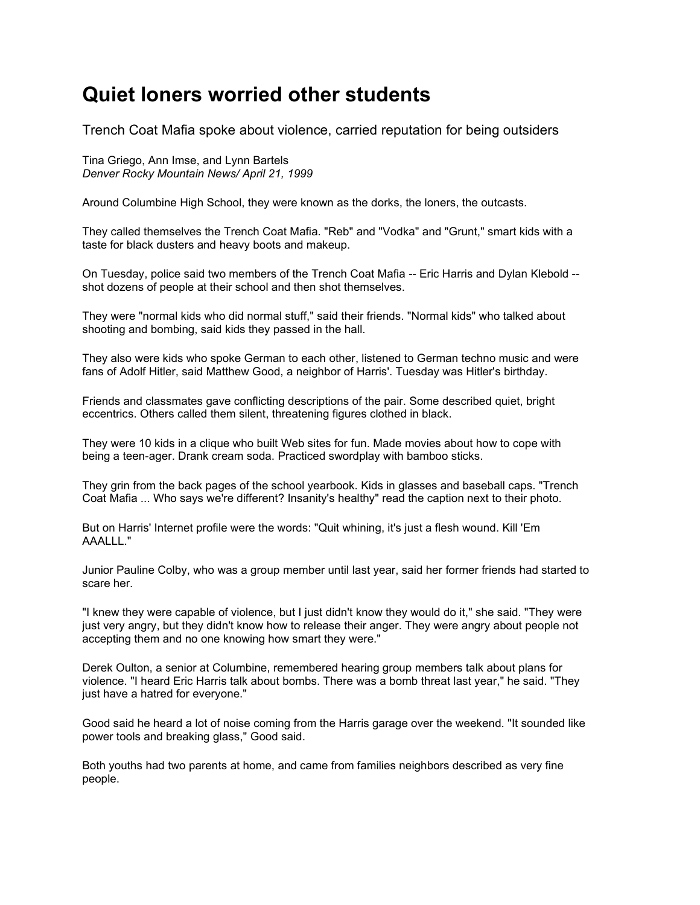# Quiet loners worried other students

Trench Coat Mafia spoke about violence, carried reputation for being outsiders

Tina Griego, Ann Imse, and Lynn Bartels
*Denver Rocky Mountain News/ April 21, 1999*

Around Columbine High School, they were known as the dorks, the loners, the outcasts.

They called themselves the Trench Coat Mafia. "Reb" and "Vodka" and "Grunt," smart kids with a taste for black dusters and heavy boots and makeup.

On Tuesday, police said two members of the Trench Coat Mafia -- Eric Harris and Dylan Klebold -- shot dozens of people at their school and then shot themselves.

They were "normal kids who did normal stuff," said their friends. "Normal kids" who talked about shooting and bombing, said kids they passed in the hall.

They also were kids who spoke German to each other, listened to German techno music and were fans of Adolf Hitler, said Matthew Good, a neighbor of Harris'. Tuesday was Hitler's birthday.

Friends and classmates gave conflicting descriptions of the pair. Some described quiet, bright eccentrics. Others called them silent, threatening figures clothed in black.

They were 10 kids in a clique who built Web sites for fun. Made movies about how to cope with being a teen-ager. Drank cream soda. Practiced swordplay with bamboo sticks.

They grin from the back pages of the school yearbook. Kids in glasses and baseball caps. "Trench Coat Mafia ... Who says we're different? Insanity's healthy" read the caption next to their photo.

But on Harris' Internet profile were the words: "Quit whining, it's just a flesh wound. Kill 'Em AAALLL."

Junior Pauline Colby, who was a group member until last year, said her former friends had started to scare her.

"I knew they were capable of violence, but I just didn't know they would do it," she said. "They were just very angry, but they didn't know how to release their anger. They were angry about people not accepting them and no one knowing how smart they were."

Derek Oulton, a senior at Columbine, remembered hearing group members talk about plans for violence. "I heard Eric Harris talk about bombs. There was a bomb threat last year," he said. "They just have a hatred for everyone."

Good said he heard a lot of noise coming from the Harris garage over the weekend. "It sounded like power tools and breaking glass," Good said.

Both youths had two parents at home, and came from families neighbors described as very fine people.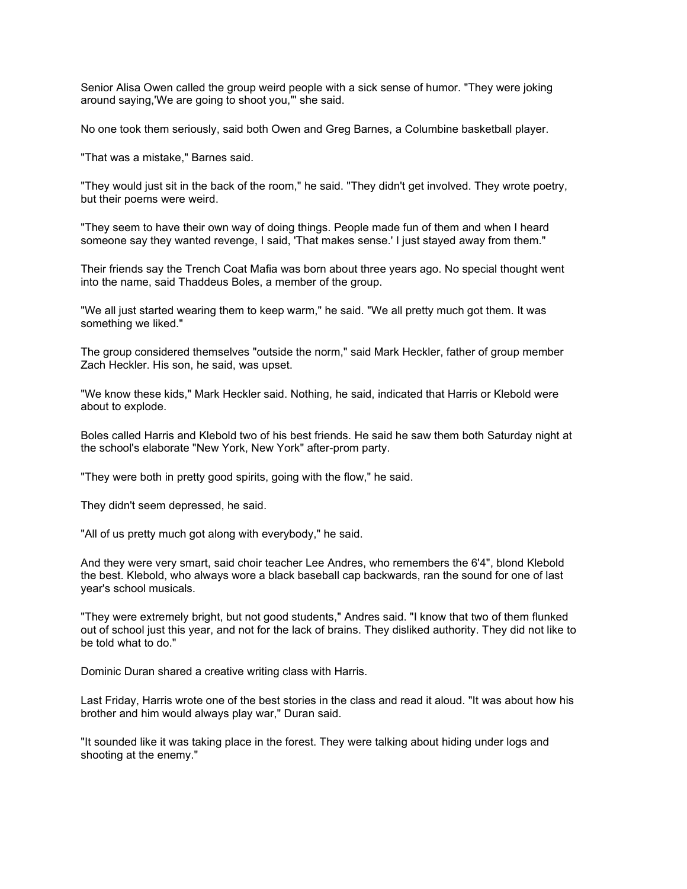Senior Alisa Owen called the group weird people with a sick sense of humor. "They were joking around saying,'We are going to shoot you,"' she said.

No one took them seriously, said both Owen and Greg Barnes, a Columbine basketball player.

"That was a mistake," Barnes said.

"They would just sit in the back of the room," he said. "They didn't get involved. They wrote poetry, but their poems were weird.

"They seem to have their own way of doing things. People made fun of them and when I heard someone say they wanted revenge, I said, 'That makes sense.' I just stayed away from them."

Their friends say the Trench Coat Mafia was born about three years ago. No special thought went into the name, said Thaddeus Boles, a member of the group.

"We all just started wearing them to keep warm," he said. "We all pretty much got them. It was something we liked."

The group considered themselves "outside the norm," said Mark Heckler, father of group member Zach Heckler. His son, he said, was upset.

"We know these kids," Mark Heckler said. Nothing, he said, indicated that Harris or Klebold were about to explode.

Boles called Harris and Klebold two of his best friends. He said he saw them both Saturday night at the school's elaborate "New York, New York" after-prom party.

"They were both in pretty good spirits, going with the flow," he said.

They didn't seem depressed, he said.

"All of us pretty much got along with everybody," he said.

And they were very smart, said choir teacher Lee Andres, who remembers the 6'4", blond Klebold the best. Klebold, who always wore a black baseball cap backwards, ran the sound for one of last year's school musicals.

"They were extremely bright, but not good students," Andres said. "I know that two of them flunked out of school just this year, and not for the lack of brains. They disliked authority. They did not like to be told what to do."

Dominic Duran shared a creative writing class with Harris.

Last Friday, Harris wrote one of the best stories in the class and read it aloud. "It was about how his brother and him would always play war," Duran said.

"It sounded like it was taking place in the forest. They were talking about hiding under logs and shooting at the enemy."